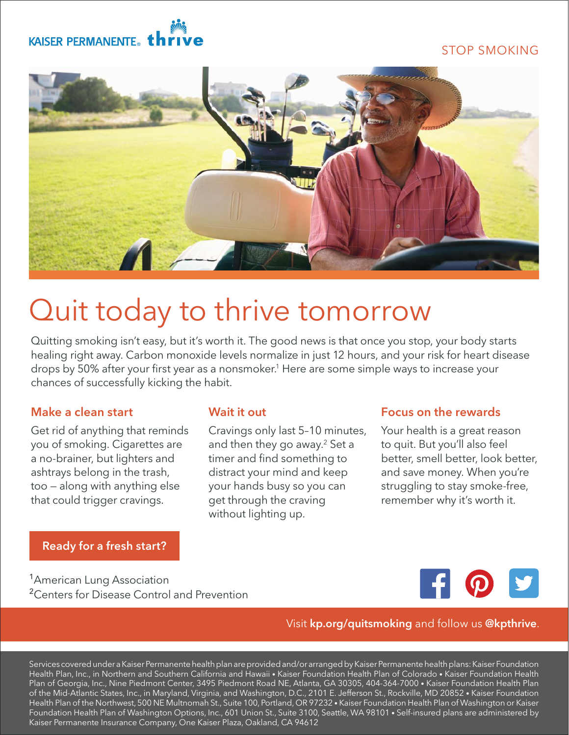KAISER PERMANENTE. thrive

STOP SMOKING

# Quit today to thrive tomorrow

Quitting smoking isn't easy, but it's worth it. The good news is that once you stop, your body starts healing right away. Carbon monoxide levels normalize in just 12 hours, and your risk for heart disease drops by 50% after your first year as a nonsmoker.[1] Here are some simple ways to increase your chances of successfully kicking the habit.

## Make a clean start

Get rid of anything that reminds you of smoking. Cigarettes are a no-brainer, but lighters and ashtrays belong in the trash, too – along with anything else that could trigger cravings.

## Wait it out

Cravings only last 5–10 minutes, and then they go away.[2] Set a timer and find something to distract your mind and keep your hands busy so you can get through the craving without lighting up.

## Focus on the rewards

Your health is a great reason to quit. But you'll also feel better, smell better, look better, and save money. When you're struggling to stay smoke-free, remember why it's worth it.

**Ready for a fresh start?**

[1]American Lung Association
[2]Centers for Disease Control and Prevention

Visit **kp.org/quitsmoking** and follow us **@kpthrive**.

Services covered under a Kaiser Permanente health plan are provided and/or arranged by Kaiser Permanente health plans: Kaiser Foundation Health Plan, Inc., in Northern and Southern California and Hawaii • Kaiser Foundation Health Plan of Colorado • Kaiser Foundation Health Plan of Georgia, Inc., Nine Piedmont Center, 3495 Piedmont Road NE, Atlanta, GA 30305, 404-364-7000 • Kaiser Foundation Health Plan of the Mid-Atlantic States, Inc., in Maryland, Virginia, and Washington, D.C., 2101 E. Jefferson St., Rockville, MD 20852 • Kaiser Foundation Health Plan of the Northwest, 500 NE Multnomah St., Suite 100, Portland, OR 97232 • Kaiser Foundation Health Plan of Washington or Kaiser Foundation Health Plan of Washington Options, Inc., 601 Union St., Suite 3100, Seattle, WA 98101 • Self-insured plans are administered by Kaiser Permanente Insurance Company, One Kaiser Plaza, Oakland, CA 94612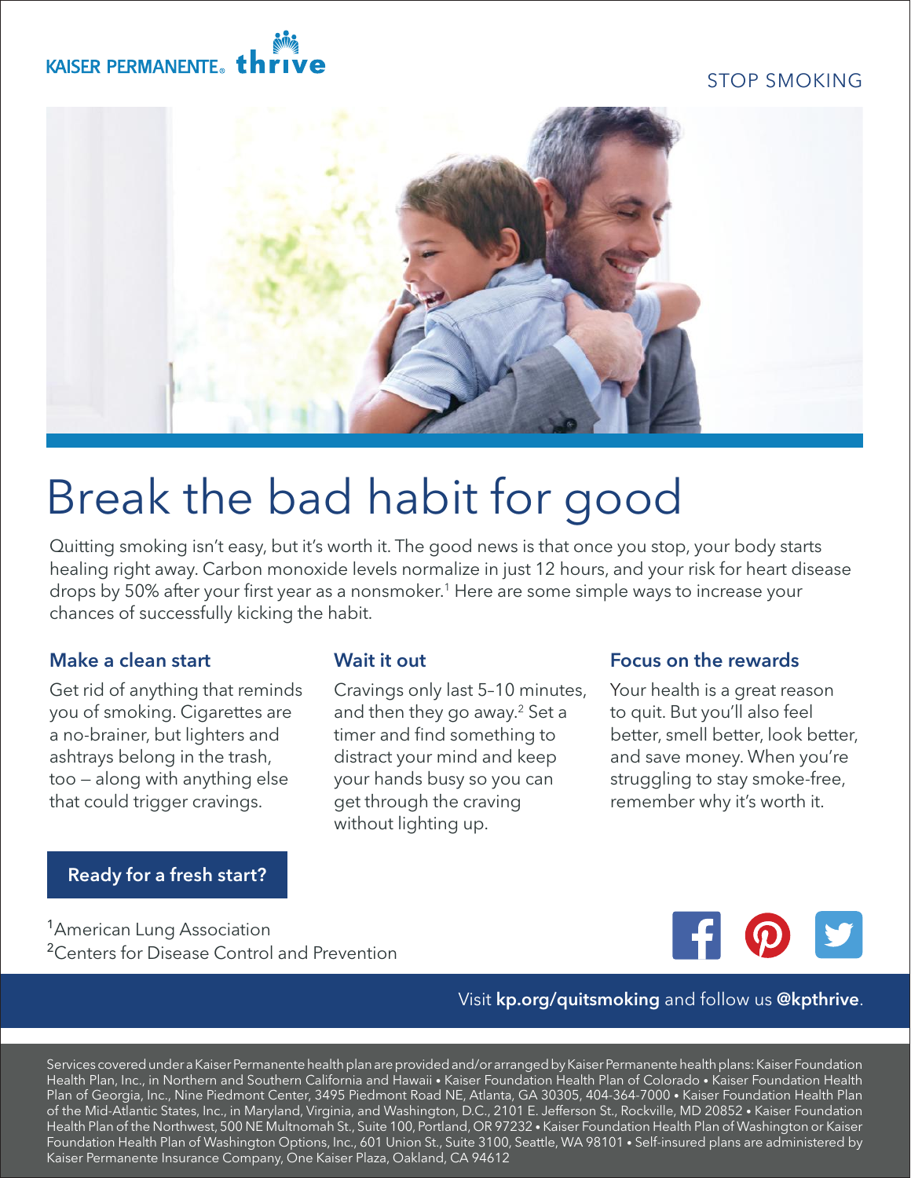KAISER PERMANENTE® thrive

STOP SMOKING

# Break the bad habit for good

Quitting smoking isn't easy, but it's worth it. The good news is that once you stop, your body starts healing right away. Carbon monoxide levels normalize in just 12 hours, and your risk for heart disease drops by 50% after your first year as a nonsmoker.[1] Here are some simple ways to increase your chances of successfully kicking the habit.

### Make a clean start

Get rid of anything that reminds you of smoking. Cigarettes are a no-brainer, but lighters and ashtrays belong in the trash, too — along with anything else that could trigger cravings.

### Wait it out

Cravings only last 5–10 minutes, and then they go away.[2] Set a timer and find something to distract your mind and keep your hands busy so you can get through the craving without lighting up.

### Focus on the rewards

Your health is a great reason to quit. But you'll also feel better, smell better, look better, and save money. When you're struggling to stay smoke-free, remember why it's worth it.

**Ready for a fresh start?**

[1]American Lung Association
[2]Centers for Disease Control and Prevention

Visit **kp.org/quitsmoking** and follow us **@kpthrive**.

Services covered under a Kaiser Permanente health plan are provided and/or arranged by Kaiser Permanente health plans: Kaiser Foundation Health Plan, Inc., in Northern and Southern California and Hawaii • Kaiser Foundation Health Plan of Colorado • Kaiser Foundation Health Plan of Georgia, Inc., Nine Piedmont Center, 3495 Piedmont Road NE, Atlanta, GA 30305, 404-364-7000 • Kaiser Foundation Health Plan of the Mid-Atlantic States, Inc., in Maryland, Virginia, and Washington, D.C., 2101 E. Jefferson St., Rockville, MD 20852 • Kaiser Foundation Health Plan of the Northwest, 500 NE Multnomah St., Suite 100, Portland, OR 97232 • Kaiser Foundation Health Plan of Washington or Kaiser Foundation Health Plan of Washington Options, Inc., 601 Union St., Suite 3100, Seattle, WA 98101 • Self-insured plans are administered by Kaiser Permanente Insurance Company, One Kaiser Plaza, Oakland, CA 94612